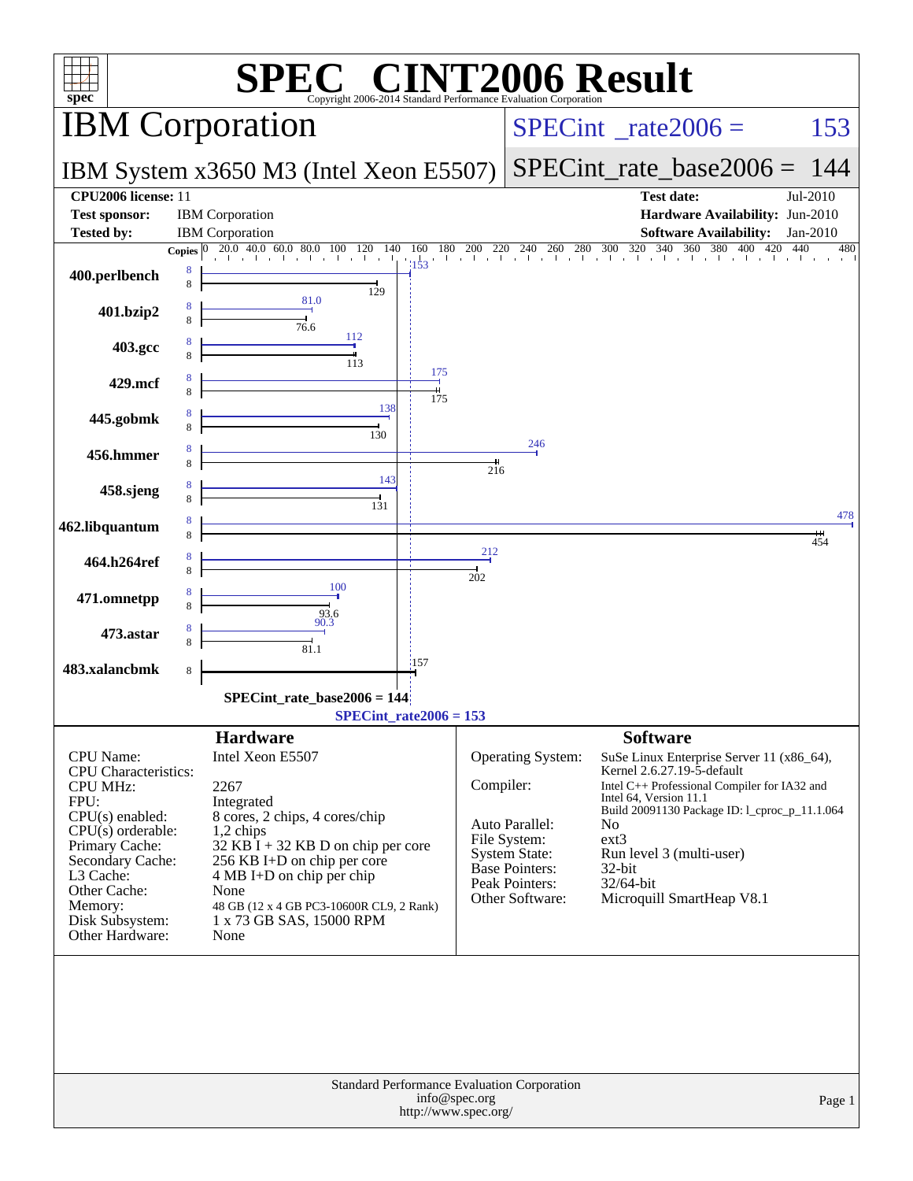# SPEC® CINT2006 Result

Copyright 2006-2014 Standard Performance Evaluation Corporation

## IBM Corporation

**IBM System x3650 M3 (Intel Xeon E5507)**

SPECint_rate2006 = 153

SPECint_rate_base2006 = 144

| | | | |
|---|---|---|---|
| **CPU2006 license:** | 11 | **Test date:** | Jul-2010 |
| **Test sponsor:** | IBM Corporation | **Hardware Availability:** | Jun-2010 |
| **Tested by:** | IBM Corporation | **Software Availability:** | Jan-2010 |

| Benchmark | Copies (peak) | Copies (base) | Peak | Base |
|---|---|---|---|---|
| 400.perlbench | 8 | 8 | 153 | 129 |
| 401.bzip2 | 8 | 8 | 81.0 | 76.6 |
| 403.gcc | 8 | 8 | 112 | 113 |
| 429.mcf | 8 | 8 | 175 | 175 |
| 445.gobmk | 8 | 8 | 138 | 130 |
| 456.hmmer | 8 | 8 | 246 | 216 |
| 458.sjeng | 8 | 8 | 143 | 131 |
| 462.libquantum | 8 | 8 | 478 | 454 |
| 464.h264ref | 8 | 8 | 212 | 202 |
| 471.omnetpp | 8 | 8 | 100 | 93.6 |
| 473.astar | 8 | 8 | 90.3 | 81.1 |
| 483.xalancbmk | | 8 | | 157 |

SPECint_rate_base2006 = 144

SPECint_rate2006 = 153

### Hardware

| | |
|---|---|
| CPU Name: | Intel Xeon E5507 |
| CPU Characteristics: | |
| CPU MHz: | 2267 |
| FPU: | Integrated |
| CPU(s) enabled: | 8 cores, 2 chips, 4 cores/chip |
| CPU(s) orderable: | 1,2 chips |
| Primary Cache: | 32 KB I + 32 KB D on chip per core |
| Secondary Cache: | 256 KB I+D on chip per core |
| L3 Cache: | 4 MB I+D on chip per chip |
| Other Cache: | None |
| Memory: | 48 GB (12 x 4 GB PC3-10600R CL9, 2 Rank) |
| Disk Subsystem: | 1 x 73 GB SAS, 15000 RPM |
| Other Hardware: | None |

### Software

| | |
|---|---|
| Operating System: | SuSe Linux Enterprise Server 11 (x86_64), Kernel 2.6.27.19-5-default |
| Compiler: | Intel C++ Professional Compiler for IA32 and Intel 64, Version 11.1 Build 20091130 Package ID: l_cproc_p_11.1.064 |
| Auto Parallel: | No |
| File System: | ext3 |
| System State: | Run level 3 (multi-user) |
| Base Pointers: | 32-bit |
| Peak Pointers: | 32/64-bit |
| Other Software: | Microquill SmartHeap V8.1 |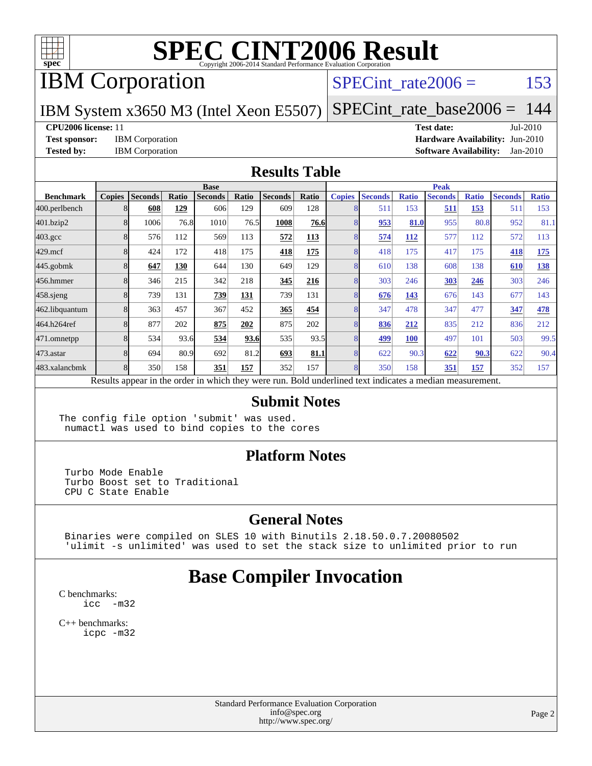# SPEC CINT2006 Result

Copyright 2006-2014 Standard Performance Evaluation Corporation

## IBM Corporation

**SPECint_rate2006 = 153**

IBM System x3650 M3 (Intel Xeon E5507)

**SPECint_rate_base2006 = 144**

**CPU2006 license:** 11
**Test sponsor:** IBM Corporation
**Tested by:** IBM Corporation
**Test date:** Jul-2010
**Hardware Availability:** Jun-2010
**Software Availability:** Jan-2010

## Results Table

| Benchmark | Base | | | | | | | Peak | | | | | | |
|---|---|---|---|---|---|---|---|---|---|---|---|---|---|---|
| | Copies | Seconds | Ratio | Seconds | Ratio | Seconds | Ratio | Copies | Seconds | Ratio | Seconds | Ratio | Seconds | Ratio |
| 400.perlbench | 8 | **608** | **129** | 606 | 129 | 609 | 128 | 8 | 511 | 153 | **511** | **153** | 511 | 153 |
| 401.bzip2 | 8 | 1006 | 76.8 | 1010 | 76.5 | **1008** | **76.6** | 8 | **953** | **81.0** | 955 | 80.8 | 952 | 81.1 |
| 403.gcc | 8 | 576 | 112 | 569 | 113 | **572** | **113** | 8 | **574** | **112** | 577 | 112 | 572 | 113 |
| 429.mcf | 8 | 424 | 172 | 418 | 175 | **418** | **175** | 8 | 418 | 175 | 417 | 175 | **418** | **175** |
| 445.gobmk | 8 | **647** | **130** | 644 | 130 | 649 | 129 | 8 | 610 | 138 | 608 | 138 | **610** | **138** |
| 456.hmmer | 8 | 346 | 215 | 342 | 218 | **345** | **216** | 8 | 303 | 246 | **303** | **246** | 303 | 246 |
| 458.sjeng | 8 | 739 | 131 | **739** | **131** | 739 | 131 | 8 | **676** | **143** | 676 | 143 | 677 | 143 |
| 462.libquantum | 8 | 363 | 457 | 367 | 452 | **365** | **454** | 8 | 347 | 478 | 347 | 477 | **347** | **478** |
| 464.h264ref | 8 | 877 | 202 | **875** | **202** | 875 | 202 | 8 | **836** | **212** | 835 | 212 | 836 | 212 |
| 471.omnetpp | 8 | 534 | 93.6 | **534** | **93.6** | 535 | 93.5 | 8 | **499** | **100** | 497 | 101 | 503 | 99.5 |
| 473.astar | 8 | 694 | 80.9 | 692 | 81.2 | **693** | **81.1** | 8 | 622 | 90.3 | **622** | **90.3** | 622 | 90.4 |
| 483.xalancbmk | 8 | 350 | 158 | **351** | **157** | 352 | 157 | 8 | 350 | 158 | **351** | **157** | 352 | 157 |

Results appear in the order in which they were run. Bold underlined text indicates a median measurement.

## Submit Notes

```
The config file option 'submit' was used.
 numactl was used to bind copies to the cores
```

## Platform Notes

```
Turbo Mode Enable
Turbo Boost set to Traditional
CPU C State Enable
```

## General Notes

```
Binaries were compiled on SLES 10 with Binutils 2.18.50.0.7.20080502
'ulimit -s unlimited' was used to set the stack size to unlimited prior to run
```

## Base Compiler Invocation

C benchmarks:
```
icc  -m32
```

C++ benchmarks:
```
icpc -m32
```

Standard Performance Evaluation Corporation
info@spec.org
http://www.spec.org/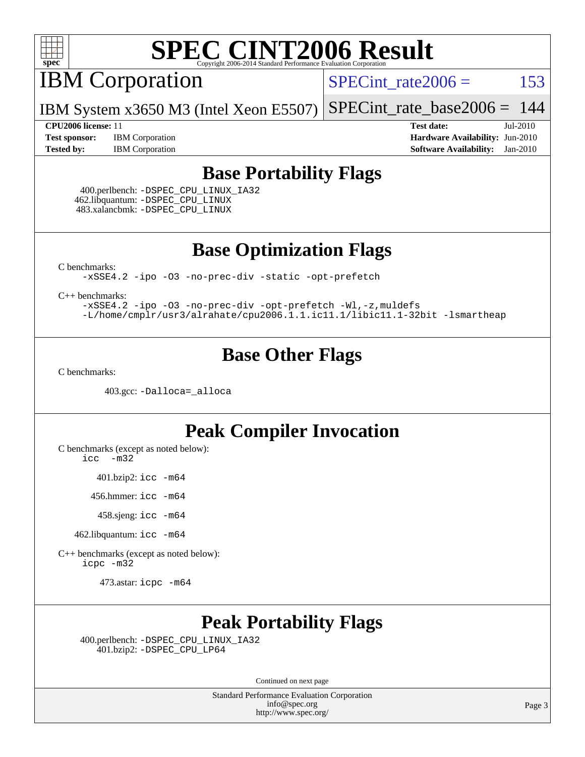# SPEC CINT2006 Result

## IBM Corporation

SPECint_rate2006 = 153

IBM System x3650 M3 (Intel Xeon E5507)

SPECint_rate_base2006 = 144

**CPU2006 license:** 11
**Test sponsor:** IBM Corporation
**Tested by:** IBM Corporation

**Test date:** Jul-2010
**Hardware Availability:** Jun-2010
**Software Availability:** Jan-2010

## Base Portability Flags

400.perlbench: -DSPEC_CPU_LINUX_IA32
462.libquantum: -DSPEC_CPU_LINUX
483.xalancbmk: -DSPEC_CPU_LINUX

## Base Optimization Flags

C benchmarks:
-xSSE4.2 -ipo -O3 -no-prec-div -static -opt-prefetch

C++ benchmarks:
-xSSE4.2 -ipo -O3 -no-prec-div -opt-prefetch -Wl,-z,muldefs
-L/home/cmplr/usr3/alrahate/cpu2006.1.1.ic11.1/libic11.1-32bit -lsmartheap

## Base Other Flags

C benchmarks:

403.gcc: -Dalloca=_alloca

## Peak Compiler Invocation

C benchmarks (except as noted below):
icc -m32

401.bzip2: icc -m64

456.hmmer: icc -m64

458.sjeng: icc -m64

462.libquantum: icc -m64

C++ benchmarks (except as noted below):
icpc -m32

473.astar: icpc -m64

## Peak Portability Flags

400.perlbench: -DSPEC_CPU_LINUX_IA32
401.bzip2: -DSPEC_CPU_LP64

Continued on next page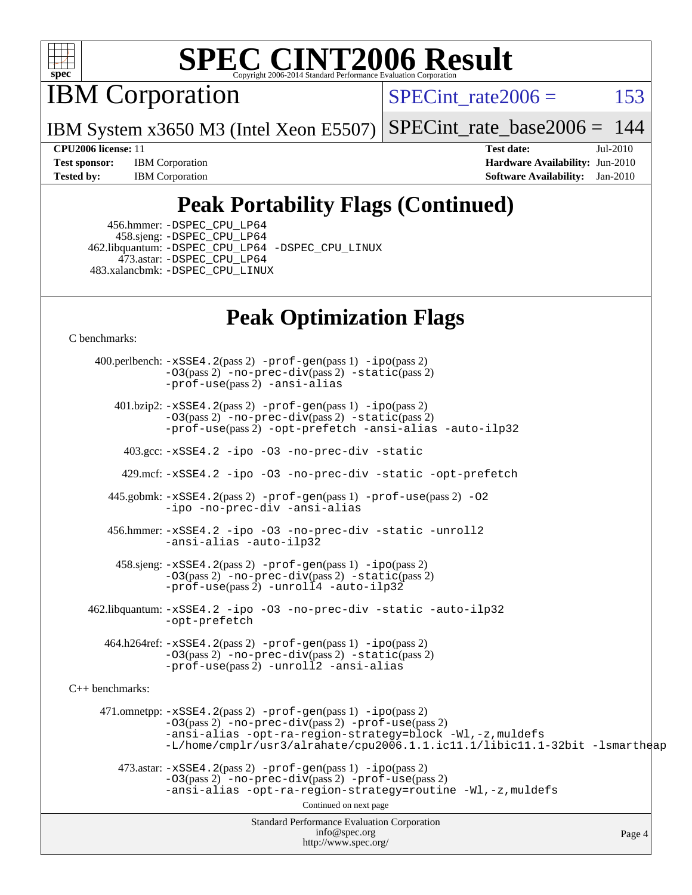# SPEC CINT2006 Result

## IBM Corporation

IBM System x3650 M3 (Intel Xeon E5507)

SPECint_rate2006 = 153

SPECint_rate_base2006 = 144

**CPU2006 license:** 11
**Test sponsor:** IBM Corporation
**Tested by:** IBM Corporation

**Test date:** Jul-2010
**Hardware Availability:** Jun-2010
**Software Availability:** Jan-2010

## Peak Portability Flags (Continued)

456.hmmer: -DSPEC_CPU_LP64
458.sjeng: -DSPEC_CPU_LP64
462.libquantum: -DSPEC_CPU_LP64 -DSPEC_CPU_LINUX
473.astar: -DSPEC_CPU_LP64
483.xalancbmk: -DSPEC_CPU_LINUX

## Peak Optimization Flags

C benchmarks:

400.perlbench: -xSSE4.2(pass 2) -prof-gen(pass 1) -ipo(pass 2) -O3(pass 2) -no-prec-div(pass 2) -static(pass 2) -prof-use(pass 2) -ansi-alias

401.bzip2: -xSSE4.2(pass 2) -prof-gen(pass 1) -ipo(pass 2) -O3(pass 2) -no-prec-div(pass 2) -static(pass 2) -prof-use(pass 2) -opt-prefetch -ansi-alias -auto-ilp32

403.gcc: -xSSE4.2 -ipo -O3 -no-prec-div -static

429.mcf: -xSSE4.2 -ipo -O3 -no-prec-div -static -opt-prefetch

445.gobmk: -xSSE4.2(pass 2) -prof-gen(pass 1) -prof-use(pass 2) -O2 -ipo -no-prec-div -ansi-alias

456.hmmer: -xSSE4.2 -ipo -O3 -no-prec-div -static -unroll2 -ansi-alias -auto-ilp32

458.sjeng: -xSSE4.2(pass 2) -prof-gen(pass 1) -ipo(pass 2) -O3(pass 2) -no-prec-div(pass 2) -static(pass 2) -prof-use(pass 2) -unroll4 -auto-ilp32

462.libquantum: -xSSE4.2 -ipo -O3 -no-prec-div -static -auto-ilp32 -opt-prefetch

464.h264ref: -xSSE4.2(pass 2) -prof-gen(pass 1) -ipo(pass 2) -O3(pass 2) -no-prec-div(pass 2) -static(pass 2) -prof-use(pass 2) -unroll2 -ansi-alias

C++ benchmarks:

471.omnetpp: -xSSE4.2(pass 2) -prof-gen(pass 1) -ipo(pass 2) -O3(pass 2) -no-prec-div(pass 2) -prof-use(pass 2) -ansi-alias -opt-ra-region-strategy=block -Wl,-z,muldefs -L/home/cmplr/usr3/alrahate/cpu2006.1.1.ic11.1/libic11.1-32bit -lsmartheap

473.astar: -xSSE4.2(pass 2) -prof-gen(pass 1) -ipo(pass 2) -O3(pass 2) -no-prec-div(pass 2) -prof-use(pass 2) -ansi-alias -opt-ra-region-strategy=routine -Wl,-z,muldefs

Continued on next page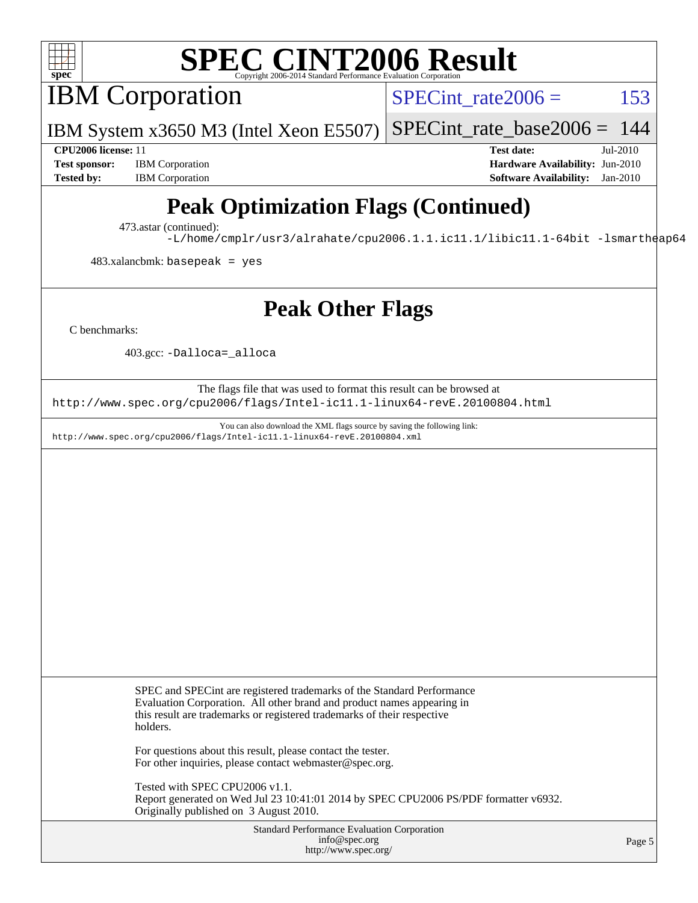# Peak Optimization Flags (Continued)

473.astar (continued):
`-L/home/cmplr/usr3/alrahate/cpu2006.1.1.ic11.1/libic11.1-64bit -lsmartheap64`

483.xalancbmk: `basepeak = yes`

# Peak Other Flags

C benchmarks:

403.gcc: `-Dalloca=_alloca`

The flags file that was used to format this result can be browsed at
`http://www.spec.org/cpu2006/flags/Intel-ic11.1-linux64-revE.20100804.html`

You can also download the XML flags source by saving the following link:
`http://www.spec.org/cpu2006/flags/Intel-ic11.1-linux64-revE.20100804.xml`

SPEC and SPECint are registered trademarks of the Standard Performance Evaluation Corporation. All other brand and product names appearing in this result are trademarks or registered trademarks of their respective holders.

For questions about this result, please contact the tester.
For other inquiries, please contact webmaster@spec.org.

Tested with SPEC CPU2006 v1.1.
Report generated on Wed Jul 23 10:41:01 2014 by SPEC CPU2006 PS/PDF formatter v6932.
Originally published on 3 August 2010.